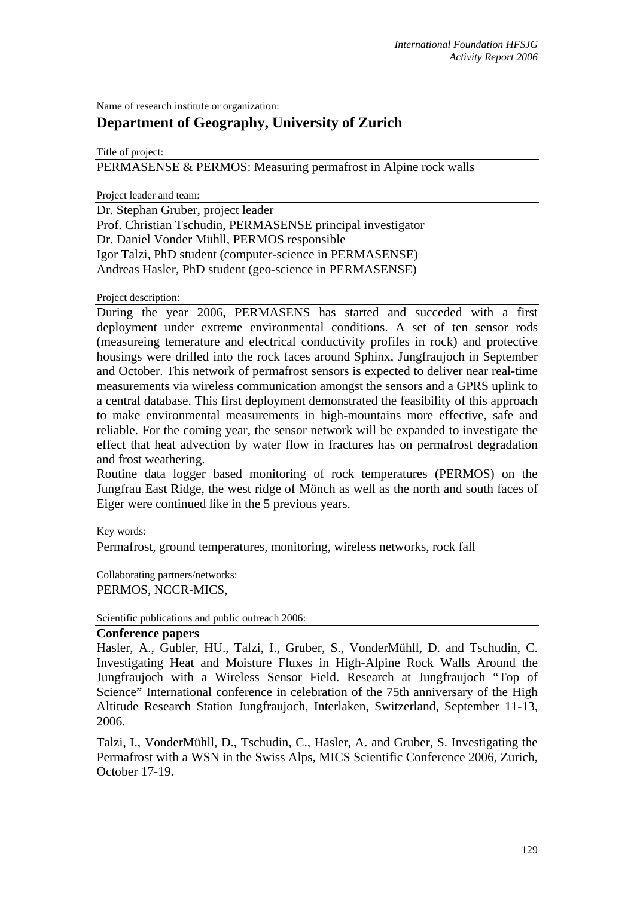Name of research institute or organization:

## Department of Geography, University of Zurich

Title of project:

PERMASENSE & PERMOS: Measuring permafrost in Alpine rock walls

Project leader and team:

Dr. Stephan Gruber, project leader
Prof. Christian Tschudin, PERMASENSE principal investigator
Dr. Daniel Vonder Mühll, PERMOS responsible
Igor Talzi, PhD student (computer-science in PERMASENSE)
Andreas Hasler, PhD student (geo-science in PERMASENSE)

Project description:

During the year 2006, PERMASENS has started and succeded with a first deployment under extreme environmental conditions. A set of ten sensor rods (measureing temerature and electrical conductivity profiles in rock) and protective housings were drilled into the rock faces around Sphinx, Jungfraujoch in September and October. This network of permafrost sensors is expected to deliver near real-time measurements via wireless communication amongst the sensors and a GPRS uplink to a central database. This first deployment demonstrated the feasibility of this approach to make environmental measurements in high-mountains more effective, safe and reliable. For the coming year, the sensor network will be expanded to investigate the effect that heat advection by water flow in fractures has on permafrost degradation and frost weathering.

Routine data logger based monitoring of rock temperatures (PERMOS) on the Jungfrau East Ridge, the west ridge of Mönch as well as the north and south faces of Eiger were continued like in the 5 previous years.

Key words:

Permafrost, ground temperatures, monitoring, wireless networks, rock fall

Collaborating partners/networks:

PERMOS, NCCR-MICS,

Scientific publications and public outreach 2006:

**Conference papers**

Hasler, A., Gubler, HU., Talzi, I., Gruber, S., VonderMühll, D. and Tschudin, C. Investigating Heat and Moisture Fluxes in High-Alpine Rock Walls Around the Jungfraujoch with a Wireless Sensor Field. Research at Jungfraujoch "Top of Science" International conference in celebration of the 75th anniversary of the High Altitude Research Station Jungfraujoch, Interlaken, Switzerland, September 11-13, 2006.

Talzi, I., VonderMühll, D., Tschudin, C., Hasler, A. and Gruber, S. Investigating the Permafrost with a WSN in the Swiss Alps, MICS Scientific Conference 2006, Zurich, October 17-19.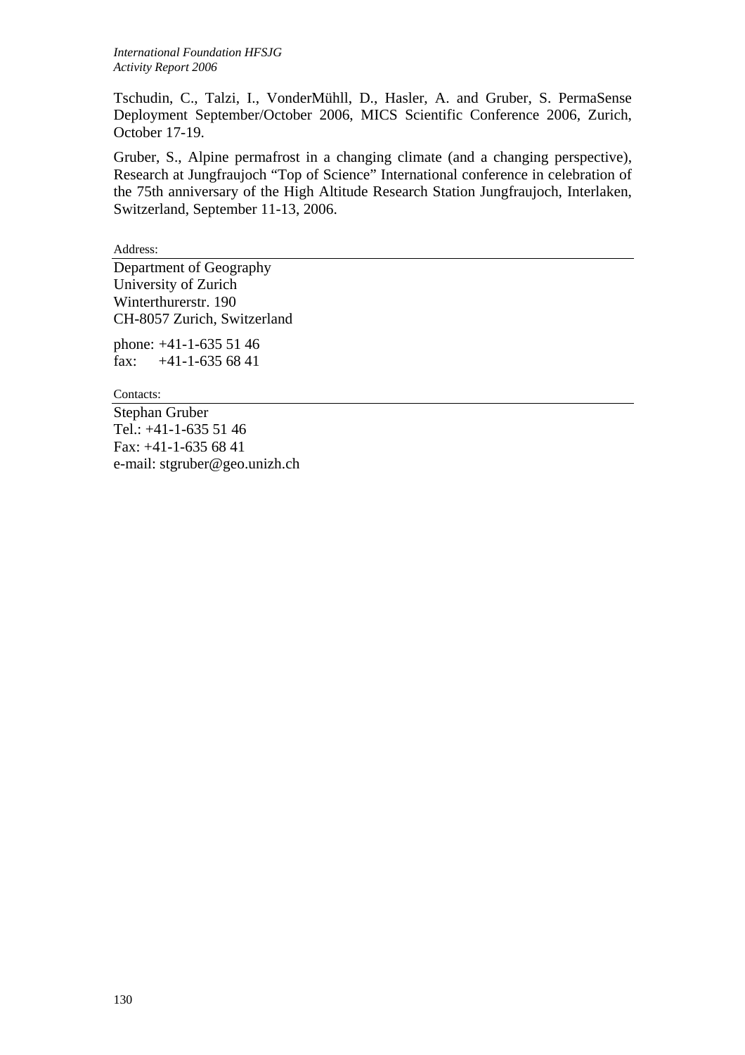Tschudin, C., Talzi, I., VonderMühll, D., Hasler, A. and Gruber, S. PermaSense Deployment September/October 2006, MICS Scientific Conference 2006, Zurich, October 17-19.

Gruber, S., Alpine permafrost in a changing climate (and a changing perspective), Research at Jungfraujoch "Top of Science" International conference in celebration of the 75th anniversary of the High Altitude Research Station Jungfraujoch, Interlaken, Switzerland, September 11-13, 2006.

Address:

Department of Geography
University of Zurich
Winterthurerstr. 190
CH-8057 Zurich, Switzerland

phone: +41-1-635 51 46
fax: +41-1-635 68 41

Contacts:

Stephan Gruber
Tel.: +41-1-635 51 46
Fax: +41-1-635 68 41
e-mail: stgruber@geo.unizh.ch